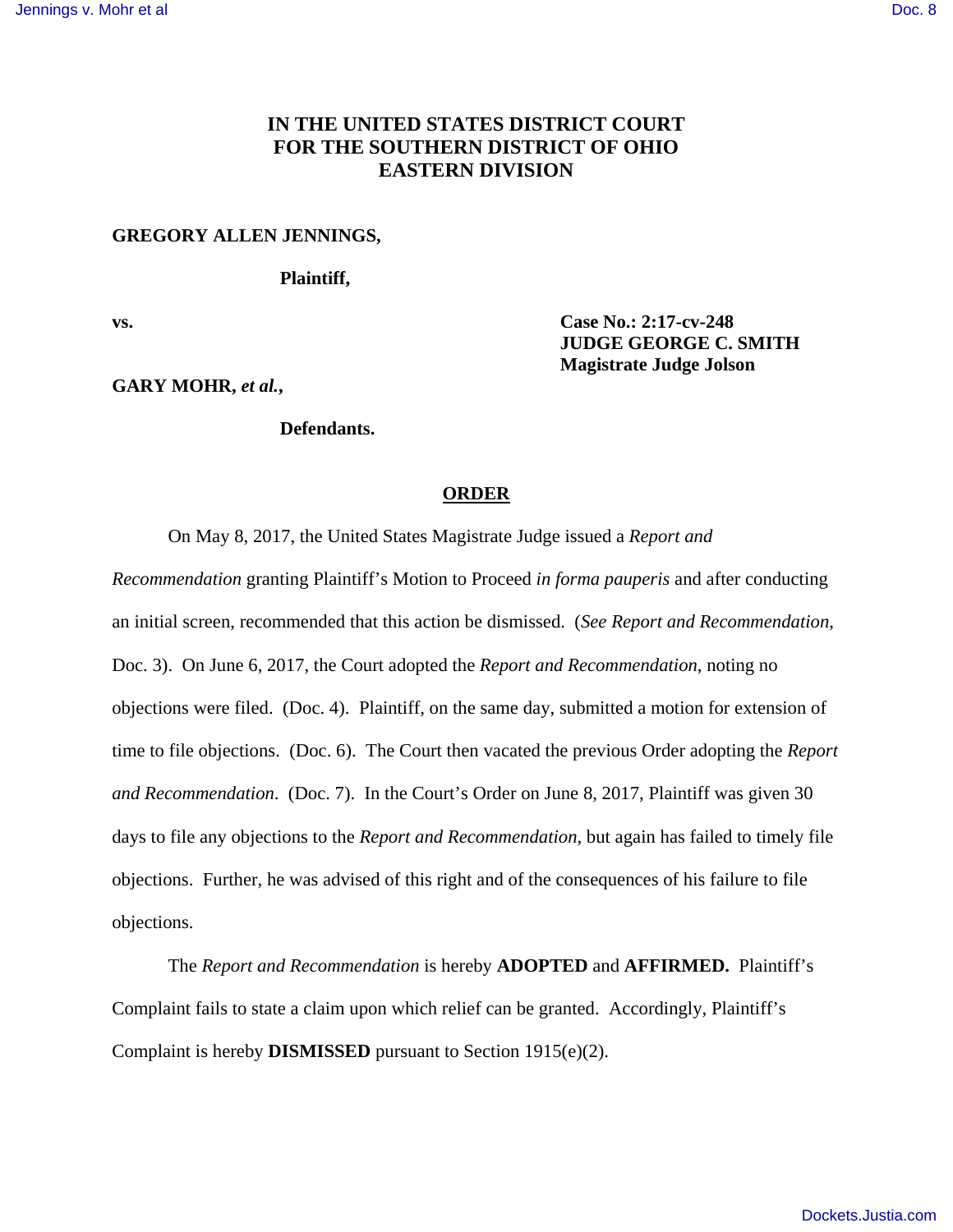**IN THE UNITED STATES DISTRICT COURT**
**FOR THE SOUTHERN DISTRICT OF OHIO**
**EASTERN DIVISION**

**GREGORY ALLEN JENNINGS,**

**Plaintiff,**

**vs.**

**Case No.: 2:17-cv-248**
**JUDGE GEORGE C. SMITH**
**Magistrate Judge Jolson**

**GARY MOHR, *et al.*,**

**Defendants.**

## ORDER

On May 8, 2017, the United States Magistrate Judge issued a *Report and Recommendation* granting Plaintiff's Motion to Proceed *in forma pauperis* and after conducting an initial screen, recommended that this action be dismissed. (*See Report and Recommendation*, Doc. 3). On June 6, 2017, the Court adopted the *Report and Recommendation,* noting no objections were filed. (Doc. 4). Plaintiff, on the same day, submitted a motion for extension of time to file objections. (Doc. 6). The Court then vacated the previous Order adopting the *Report and Recommendation.* (Doc. 7). In the Court's Order on June 8, 2017, Plaintiff was given 30 days to file any objections to the *Report and Recommendation,* but again has failed to timely file objections. Further, he was advised of this right and of the consequences of his failure to file objections.

The *Report and Recommendation* is hereby **ADOPTED** and **AFFIRMED.** Plaintiff's Complaint fails to state a claim upon which relief can be granted. Accordingly, Plaintiff's Complaint is hereby **DISMISSED** pursuant to Section 1915(e)(2).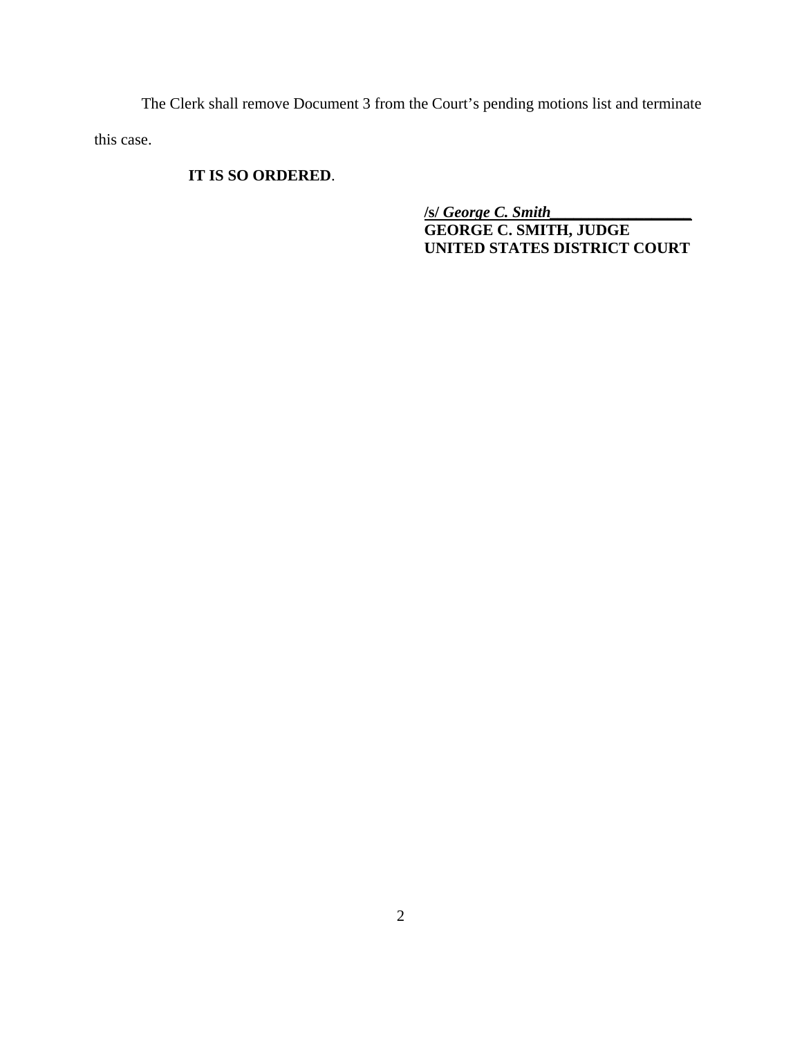The Clerk shall remove Document 3 from the Court's pending motions list and terminate this case.

**IT IS SO ORDERED**.

**/s/ *George C. Smith***
**GEORGE C. SMITH, JUDGE**
**UNITED STATES DISTRICT COURT**